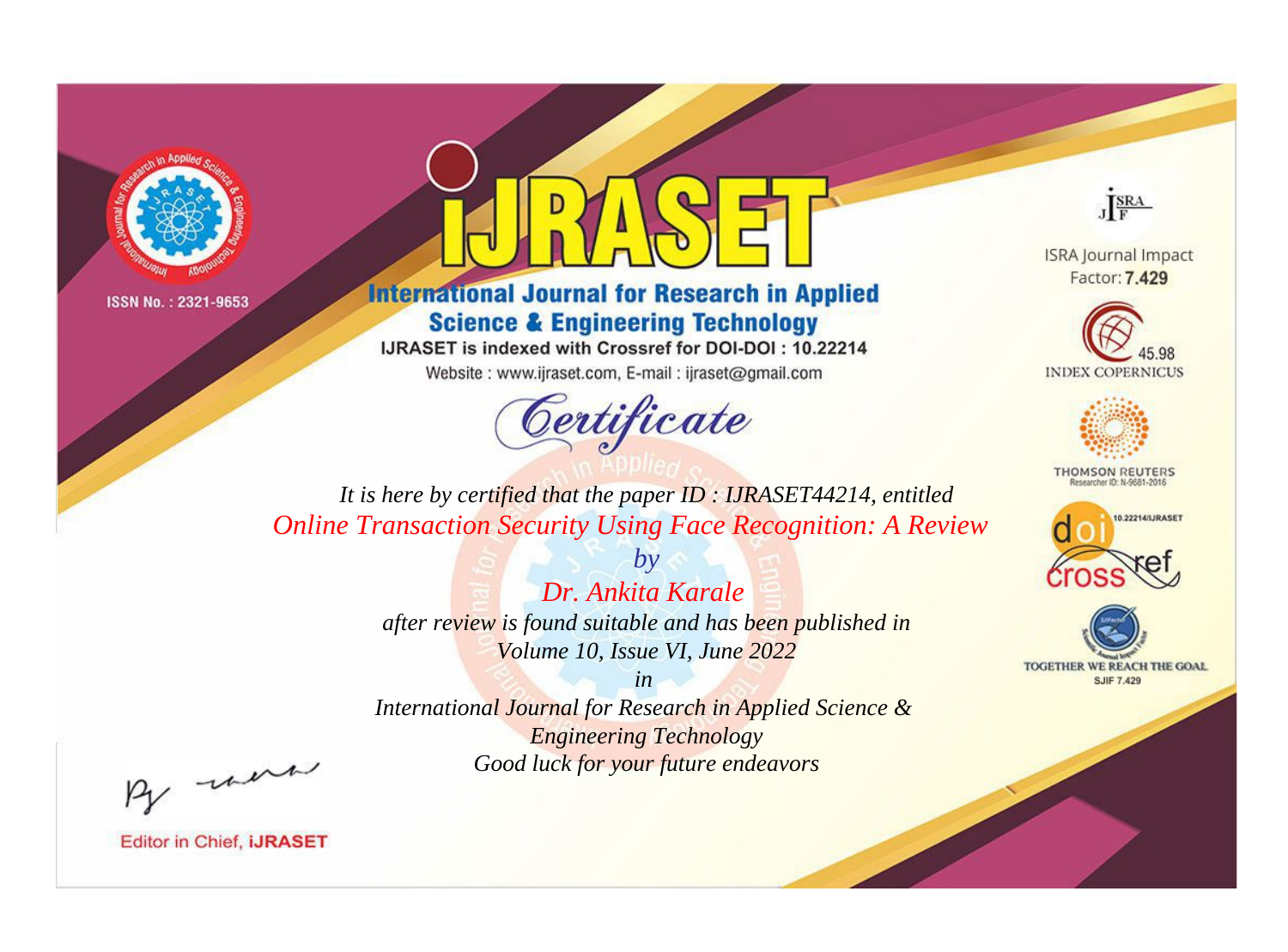ISSN No. : 2321-9653

# IJRASET

## International Journal for Research in Applied Science & Engineering Technology

IJRASET is indexed with Crossref for DOI-DOI : 10.22214

Website : www.ijraset.com, E-mail : ijraset@gmail.com

ISRA Journal Impact Factor: **7.429**

45.98 INDEX COPERNICUS

THOMSON REUTERS Researcher ID: N-9681-2016

10.22214/IJRASET

TOGETHER WE REACH THE GOAL SJIF 7.429

# *Certificate*

*It is here by certified that the paper ID : IJRASET44214, entitled*

*Online Transaction Security Using Face Recognition: A Review*

*by*

*Dr. Ankita Karale*

*after review is found suitable and has been published in*

*Volume 10, Issue VI, June 2022*

*in*

*International Journal for Research in Applied Science & Engineering Technology*

*Good luck for your future endeavors*

Editor in Chief, **iJRASET**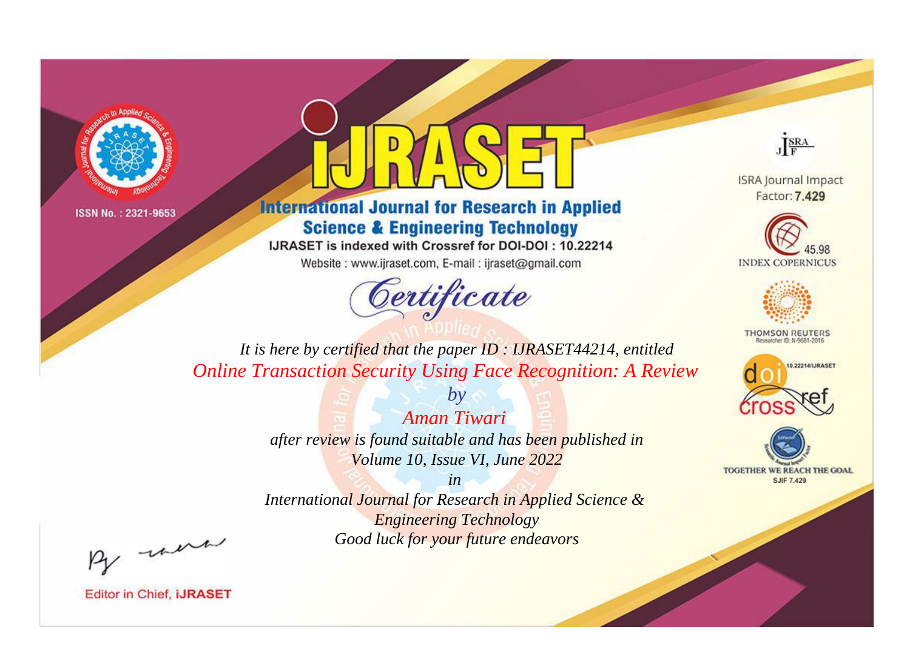ISSN No. : 2321-9653

# iJRASET

## International Journal for Research in Applied Science & Engineering Technology

IJRASET is indexed with Crossref for DOI-DOI : 10.22214

Website : www.ijraset.com, E-mail : ijraset@gmail.com

# Certificate

*It is here by certified that the paper ID : IJRASET44214, entitled*

*Online Transaction Security Using Face Recognition: A Review*

*by*

*Aman Tiwari*

*after review is found suitable and has been published in*

*Volume 10, Issue VI, June 2022*

*in*

*International Journal for Research in Applied Science & Engineering Technology*

*Good luck for your future endeavors*

ISRA Journal Impact Factor: **7.429**

45.98 INDEX COPERNICUS

THOMSON REUTERS Researcher ID: N-9681-2016

10.22214/IJRASET

TOGETHER WE REACH THE GOAL SJIF 7.429

Editor in Chief, **iJRASET**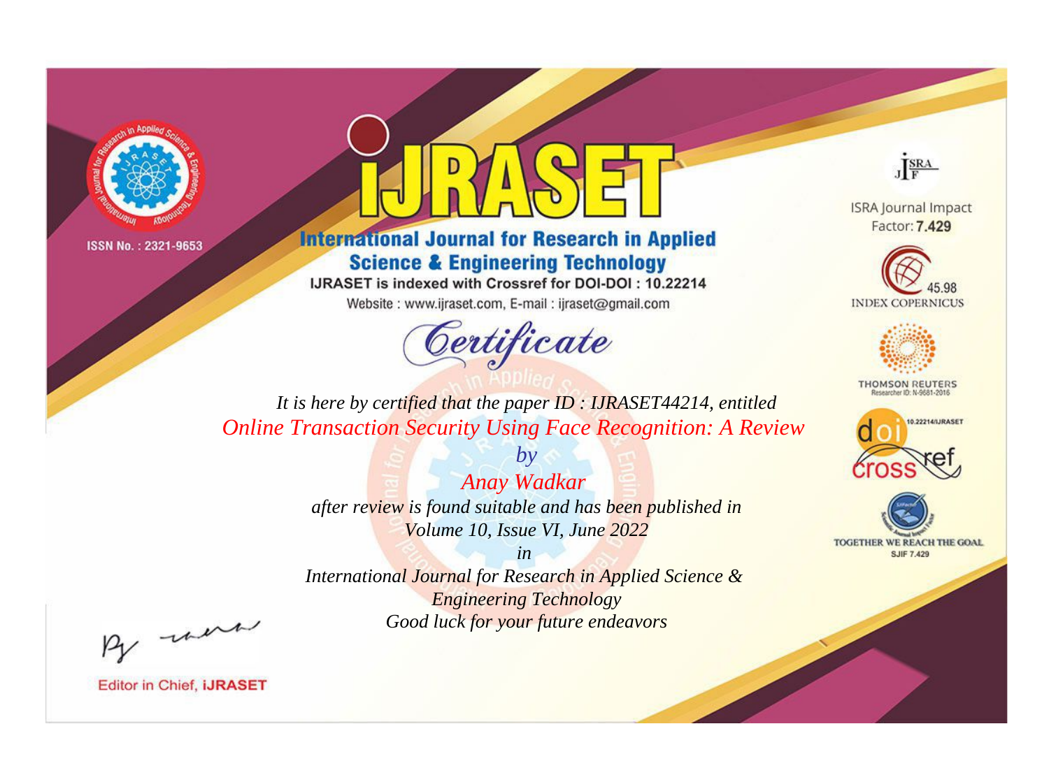ISSN No. : 2321-9653

# iJRASET

## International Journal for Research in Applied Science & Engineering Technology

IJRASET is indexed with Crossref for DOI-DOI : 10.22214

Website : www.ijraset.com, E-mail : ijraset@gmail.com

ISRA Journal Impact Factor: **7.429**

45.98 INDEX COPERNICUS

THOMSON REUTERS Researcher ID: N-9681-2016

10.22214/IJRASET

TOGETHER WE REACH THE GOAL SJIF 7.429

## *Certificate*

*It is here by certified that the paper ID : IJRASET44214, entitled*

*Online Transaction Security Using Face Recognition: A Review*

*by*

*Anay Wadkar*

*after review is found suitable and has been published in*

*Volume 10, Issue VI, June 2022*

*in*

*International Journal for Research in Applied Science & Engineering Technology*

*Good luck for your future endeavors*

Editor in Chief, **iJRASET**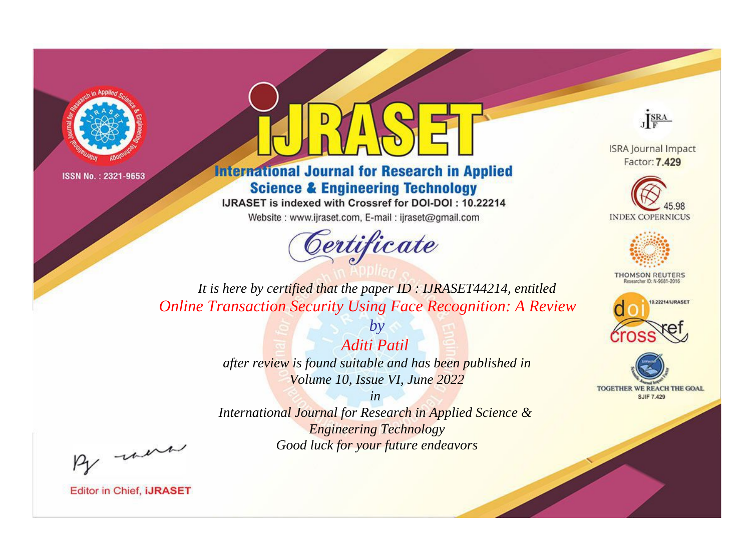ISSN No. : 2321-9653

# iJRASET

## International Journal for Research in Applied Science & Engineering Technology

IJRASET is indexed with Crossref for DOI-DOI : 10.22214

Website : www.ijraset.com, E-mail : ijraset@gmail.com

ISRA Journal Impact Factor: **7.429**

45.98 INDEX COPERNICUS

THOMSON REUTERS Researcher ID: N-9681-2016

10.22214/IJRASET

TOGETHER WE REACH THE GOAL SJIF 7.429

# *Certificate*

*It is here by certified that the paper ID : IJRASET44214, entitled*

*Online Transaction Security Using Face Recognition: A Review*

*by*

*Aditi Patil*

*after review is found suitable and has been published in*

*Volume 10, Issue VI, June 2022*

*in*

*International Journal for Research in Applied Science & Engineering Technology*

*Good luck for your future endeavors*

Editor in Chief, **iJRASET**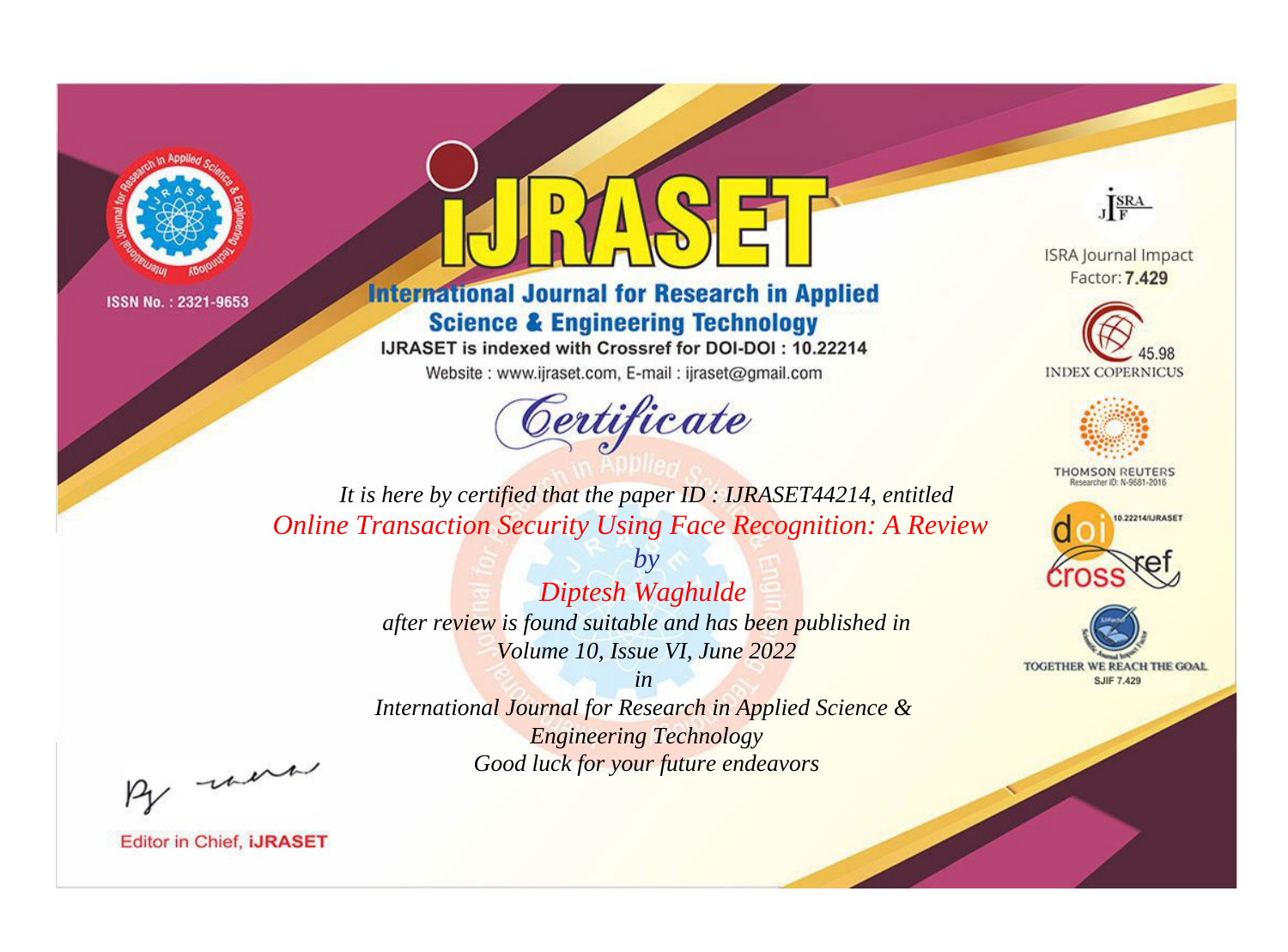ISSN No. : 2321-9653

# iJRASET

## International Journal for Research in Applied Science & Engineering Technology

IJRASET is indexed with Crossref for DOI-DOI : 10.22214

Website : www.ijraset.com, E-mail : ijraset@gmail.com

ISRA Journal Impact Factor: **7.429**

45.98 INDEX COPERNICUS

THOMSON REUTERS Researcher ID: N-9681-2016

10.22214/IJRASET

TOGETHER WE REACH THE GOAL SJIF 7.429

# *Certificate*

*It is here by certified that the paper ID : IJRASET44214, entitled*

*Online Transaction Security Using Face Recognition: A Review*

*by*

*Diptesh Waghulde*

*after review is found suitable and has been published in*

*Volume 10, Issue VI, June 2022*

*in*

*International Journal for Research in Applied Science & Engineering Technology*

*Good luck for your future endeavors*

Editor in Chief, **iJRASET**